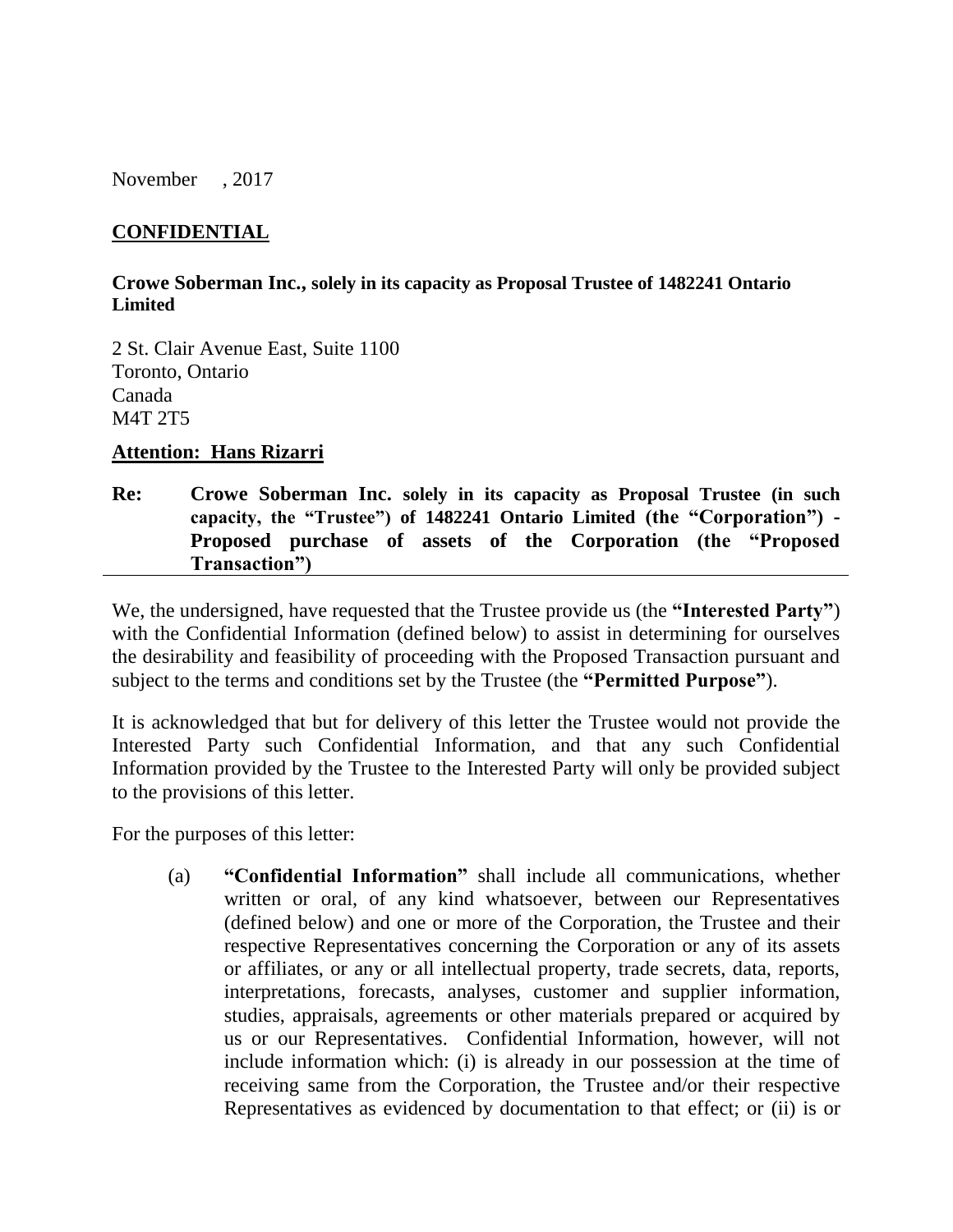November , 2017

**CONFIDENTIAL**

**Crowe Soberman Inc., solely in its capacity as Proposal Trustee of 1482241 Ontario Limited**

2 St. Clair Avenue East, Suite 1100
Toronto, Ontario
Canada
M4T 2T5

**Attention: Hans Rizarri**

**Re: Crowe Soberman Inc. solely in its capacity as Proposal Trustee (in such capacity, the "Trustee") of 1482241 Ontario Limited (the "Corporation") - Proposed purchase of assets of the Corporation (the "Proposed Transaction")**

---

We, the undersigned, have requested that the Trustee provide us (the **"Interested Party"**) with the Confidential Information (defined below) to assist in determining for ourselves the desirability and feasibility of proceeding with the Proposed Transaction pursuant and subject to the terms and conditions set by the Trustee (the **"Permitted Purpose"**).

It is acknowledged that but for delivery of this letter the Trustee would not provide the Interested Party such Confidential Information, and that any such Confidential Information provided by the Trustee to the Interested Party will only be provided subject to the provisions of this letter.

For the purposes of this letter:

(a) **"Confidential Information"** shall include all communications, whether written or oral, of any kind whatsoever, between our Representatives (defined below) and one or more of the Corporation, the Trustee and their respective Representatives concerning the Corporation or any of its assets or affiliates, or any or all intellectual property, trade secrets, data, reports, interpretations, forecasts, analyses, customer and supplier information, studies, appraisals, agreements or other materials prepared or acquired by us or our Representatives. Confidential Information, however, will not include information which: (i) is already in our possession at the time of receiving same from the Corporation, the Trustee and/or their respective Representatives as evidenced by documentation to that effect; or (ii) is or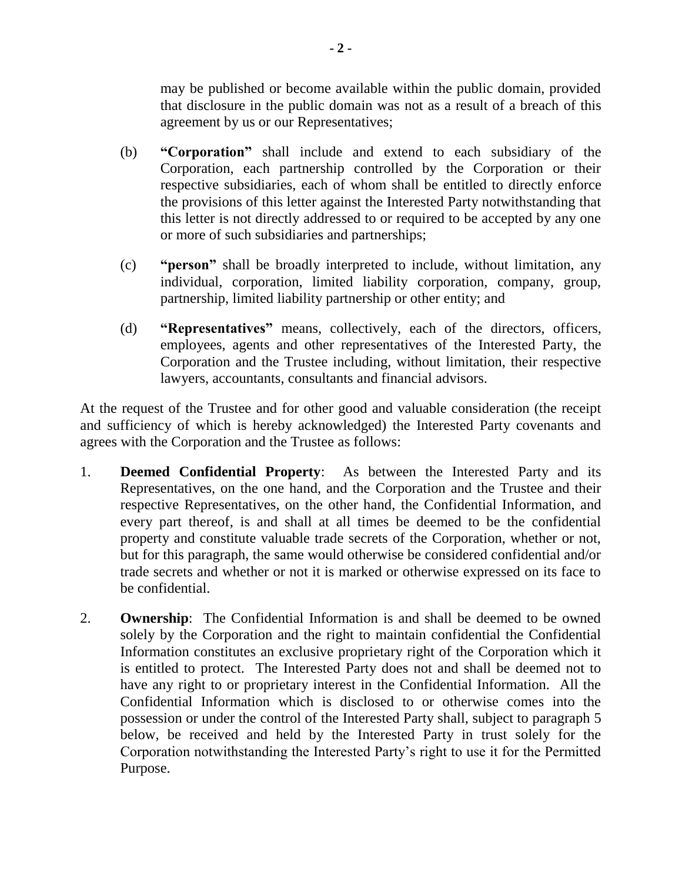may be published or become available within the public domain, provided that disclosure in the public domain was not as a result of a breach of this agreement by us or our Representatives;

(b) **"Corporation"** shall include and extend to each subsidiary of the Corporation, each partnership controlled by the Corporation or their respective subsidiaries, each of whom shall be entitled to directly enforce the provisions of this letter against the Interested Party notwithstanding that this letter is not directly addressed to or required to be accepted by any one or more of such subsidiaries and partnerships;

(c) **"person"** shall be broadly interpreted to include, without limitation, any individual, corporation, limited liability corporation, company, group, partnership, limited liability partnership or other entity; and

(d) **"Representatives"** means, collectively, each of the directors, officers, employees, agents and other representatives of the Interested Party, the Corporation and the Trustee including, without limitation, their respective lawyers, accountants, consultants and financial advisors.

At the request of the Trustee and for other good and valuable consideration (the receipt and sufficiency of which is hereby acknowledged) the Interested Party covenants and agrees with the Corporation and the Trustee as follows:

1. **Deemed Confidential Property**: As between the Interested Party and its Representatives, on the one hand, and the Corporation and the Trustee and their respective Representatives, on the other hand, the Confidential Information, and every part thereof, is and shall at all times be deemed to be the confidential property and constitute valuable trade secrets of the Corporation, whether or not, but for this paragraph, the same would otherwise be considered confidential and/or trade secrets and whether or not it is marked or otherwise expressed on its face to be confidential.

2. **Ownership**: The Confidential Information is and shall be deemed to be owned solely by the Corporation and the right to maintain confidential the Confidential Information constitutes an exclusive proprietary right of the Corporation which it is entitled to protect. The Interested Party does not and shall be deemed not to have any right to or proprietary interest in the Confidential Information. All the Confidential Information which is disclosed to or otherwise comes into the possession or under the control of the Interested Party shall, subject to paragraph 5 below, be received and held by the Interested Party in trust solely for the Corporation notwithstanding the Interested Party's right to use it for the Permitted Purpose.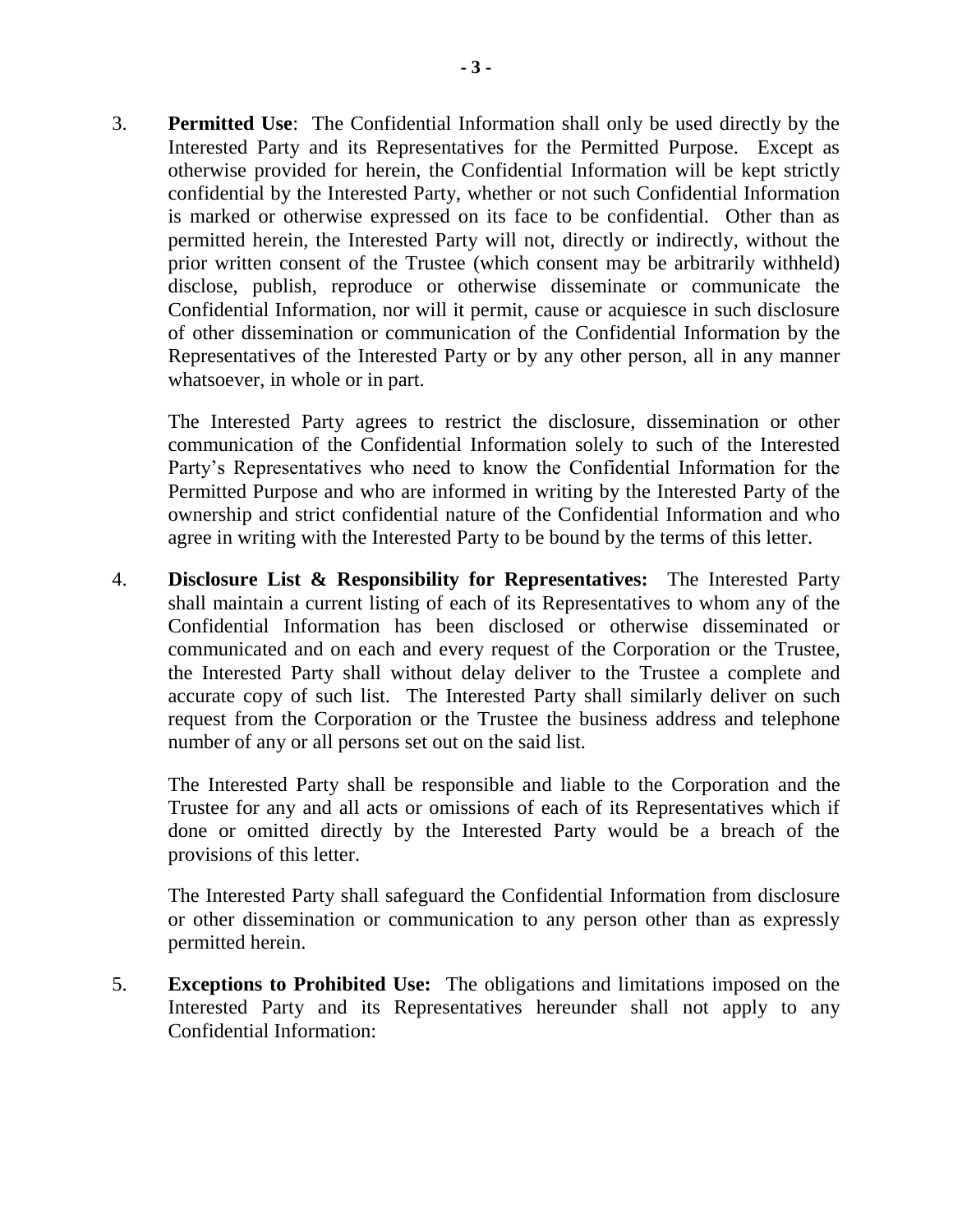3. **Permitted Use**: The Confidential Information shall only be used directly by the Interested Party and its Representatives for the Permitted Purpose. Except as otherwise provided for herein, the Confidential Information will be kept strictly confidential by the Interested Party, whether or not such Confidential Information is marked or otherwise expressed on its face to be confidential. Other than as permitted herein, the Interested Party will not, directly or indirectly, without the prior written consent of the Trustee (which consent may be arbitrarily withheld) disclose, publish, reproduce or otherwise disseminate or communicate the Confidential Information, nor will it permit, cause or acquiesce in such disclosure of other dissemination or communication of the Confidential Information by the Representatives of the Interested Party or by any other person, all in any manner whatsoever, in whole or in part.

   The Interested Party agrees to restrict the disclosure, dissemination or other communication of the Confidential Information solely to such of the Interested Party's Representatives who need to know the Confidential Information for the Permitted Purpose and who are informed in writing by the Interested Party of the ownership and strict confidential nature of the Confidential Information and who agree in writing with the Interested Party to be bound by the terms of this letter.

4. **Disclosure List & Responsibility for Representatives:** The Interested Party shall maintain a current listing of each of its Representatives to whom any of the Confidential Information has been disclosed or otherwise disseminated or communicated and on each and every request of the Corporation or the Trustee, the Interested Party shall without delay deliver to the Trustee a complete and accurate copy of such list. The Interested Party shall similarly deliver on such request from the Corporation or the Trustee the business address and telephone number of any or all persons set out on the said list.

   The Interested Party shall be responsible and liable to the Corporation and the Trustee for any and all acts or omissions of each of its Representatives which if done or omitted directly by the Interested Party would be a breach of the provisions of this letter.

   The Interested Party shall safeguard the Confidential Information from disclosure or other dissemination or communication to any person other than as expressly permitted herein.

5. **Exceptions to Prohibited Use:** The obligations and limitations imposed on the Interested Party and its Representatives hereunder shall not apply to any Confidential Information: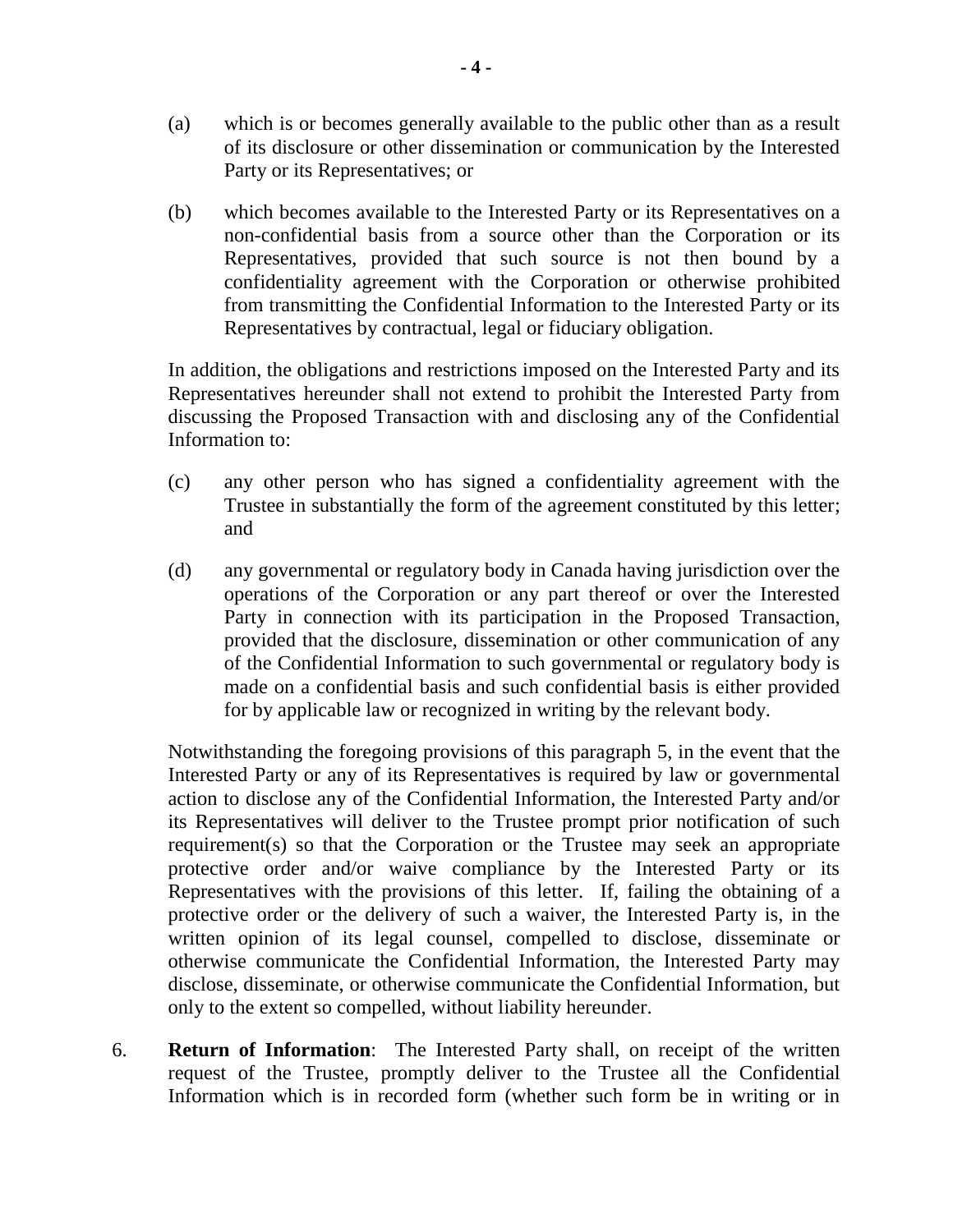(a) which is or becomes generally available to the public other than as a result of its disclosure or other dissemination or communication by the Interested Party or its Representatives; or

(b) which becomes available to the Interested Party or its Representatives on a non-confidential basis from a source other than the Corporation or its Representatives, provided that such source is not then bound by a confidentiality agreement with the Corporation or otherwise prohibited from transmitting the Confidential Information to the Interested Party or its Representatives by contractual, legal or fiduciary obligation.

In addition, the obligations and restrictions imposed on the Interested Party and its Representatives hereunder shall not extend to prohibit the Interested Party from discussing the Proposed Transaction with and disclosing any of the Confidential Information to:

(c) any other person who has signed a confidentiality agreement with the Trustee in substantially the form of the agreement constituted by this letter; and

(d) any governmental or regulatory body in Canada having jurisdiction over the operations of the Corporation or any part thereof or over the Interested Party in connection with its participation in the Proposed Transaction, provided that the disclosure, dissemination or other communication of any of the Confidential Information to such governmental or regulatory body is made on a confidential basis and such confidential basis is either provided for by applicable law or recognized in writing by the relevant body.

Notwithstanding the foregoing provisions of this paragraph 5, in the event that the Interested Party or any of its Representatives is required by law or governmental action to disclose any of the Confidential Information, the Interested Party and/or its Representatives will deliver to the Trustee prompt prior notification of such requirement(s) so that the Corporation or the Trustee may seek an appropriate protective order and/or waive compliance by the Interested Party or its Representatives with the provisions of this letter. If, failing the obtaining of a protective order or the delivery of such a waiver, the Interested Party is, in the written opinion of its legal counsel, compelled to disclose, disseminate or otherwise communicate the Confidential Information, the Interested Party may disclose, disseminate, or otherwise communicate the Confidential Information, but only to the extent so compelled, without liability hereunder.

6. **Return of Information**: The Interested Party shall, on receipt of the written request of the Trustee, promptly deliver to the Trustee all the Confidential Information which is in recorded form (whether such form be in writing or in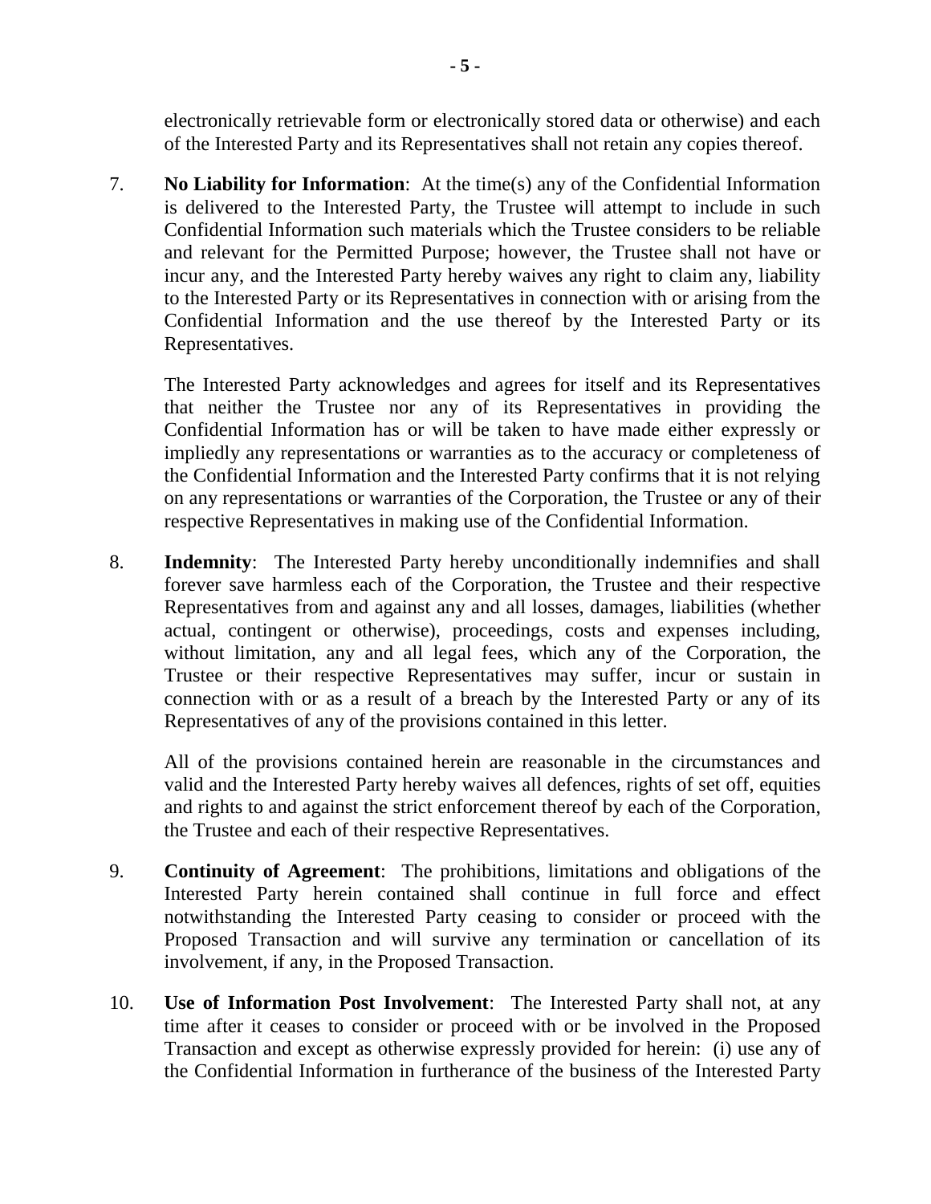electronically retrievable form or electronically stored data or otherwise) and each of the Interested Party and its Representatives shall not retain any copies thereof.

7. **No Liability for Information**: At the time(s) any of the Confidential Information is delivered to the Interested Party, the Trustee will attempt to include in such Confidential Information such materials which the Trustee considers to be reliable and relevant for the Permitted Purpose; however, the Trustee shall not have or incur any, and the Interested Party hereby waives any right to claim any, liability to the Interested Party or its Representatives in connection with or arising from the Confidential Information and the use thereof by the Interested Party or its Representatives.

   The Interested Party acknowledges and agrees for itself and its Representatives that neither the Trustee nor any of its Representatives in providing the Confidential Information has or will be taken to have made either expressly or impliedly any representations or warranties as to the accuracy or completeness of the Confidential Information and the Interested Party confirms that it is not relying on any representations or warranties of the Corporation, the Trustee or any of their respective Representatives in making use of the Confidential Information.

8. **Indemnity**: The Interested Party hereby unconditionally indemnifies and shall forever save harmless each of the Corporation, the Trustee and their respective Representatives from and against any and all losses, damages, liabilities (whether actual, contingent or otherwise), proceedings, costs and expenses including, without limitation, any and all legal fees, which any of the Corporation, the Trustee or their respective Representatives may suffer, incur or sustain in connection with or as a result of a breach by the Interested Party or any of its Representatives of any of the provisions contained in this letter.

   All of the provisions contained herein are reasonable in the circumstances and valid and the Interested Party hereby waives all defences, rights of set off, equities and rights to and against the strict enforcement thereof by each of the Corporation, the Trustee and each of their respective Representatives.

9. **Continuity of Agreement**: The prohibitions, limitations and obligations of the Interested Party herein contained shall continue in full force and effect notwithstanding the Interested Party ceasing to consider or proceed with the Proposed Transaction and will survive any termination or cancellation of its involvement, if any, in the Proposed Transaction.

10. **Use of Information Post Involvement**: The Interested Party shall not, at any time after it ceases to consider or proceed with or be involved in the Proposed Transaction and except as otherwise expressly provided for herein: (i) use any of the Confidential Information in furtherance of the business of the Interested Party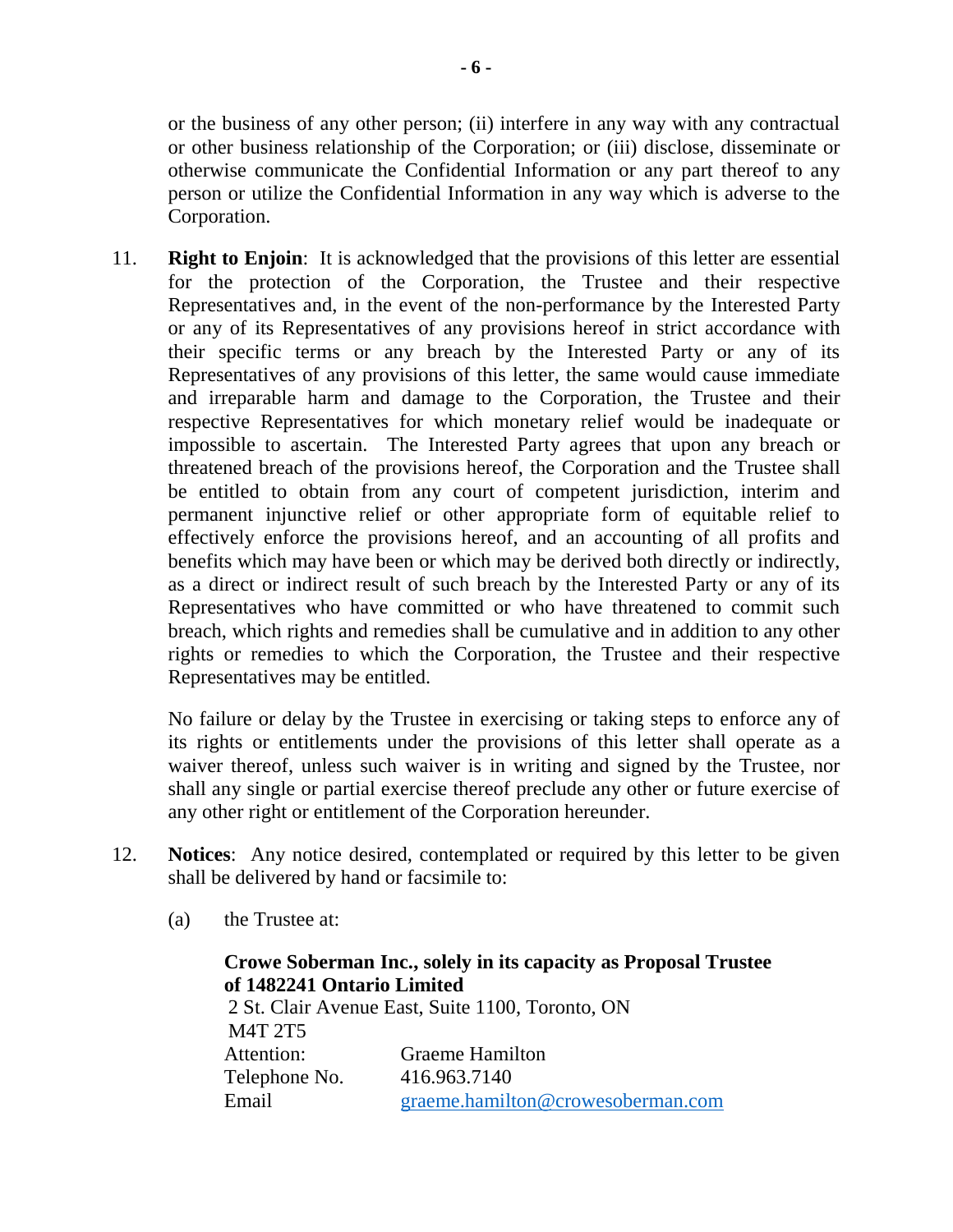or the business of any other person; (ii) interfere in any way with any contractual or other business relationship of the Corporation; or (iii) disclose, disseminate or otherwise communicate the Confidential Information or any part thereof to any person or utilize the Confidential Information in any way which is adverse to the Corporation.

11. **Right to Enjoin**: It is acknowledged that the provisions of this letter are essential for the protection of the Corporation, the Trustee and their respective Representatives and, in the event of the non-performance by the Interested Party or any of its Representatives of any provisions hereof in strict accordance with their specific terms or any breach by the Interested Party or any of its Representatives of any provisions of this letter, the same would cause immediate and irreparable harm and damage to the Corporation, the Trustee and their respective Representatives for which monetary relief would be inadequate or impossible to ascertain. The Interested Party agrees that upon any breach or threatened breach of the provisions hereof, the Corporation and the Trustee shall be entitled to obtain from any court of competent jurisdiction, interim and permanent injunctive relief or other appropriate form of equitable relief to effectively enforce the provisions hereof, and an accounting of all profits and benefits which may have been or which may be derived both directly or indirectly, as a direct or indirect result of such breach by the Interested Party or any of its Representatives who have committed or who have threatened to commit such breach, which rights and remedies shall be cumulative and in addition to any other rights or remedies to which the Corporation, the Trustee and their respective Representatives may be entitled.

    No failure or delay by the Trustee in exercising or taking steps to enforce any of its rights or entitlements under the provisions of this letter shall operate as a waiver thereof, unless such waiver is in writing and signed by the Trustee, nor shall any single or partial exercise thereof preclude any other or future exercise of any other right or entitlement of the Corporation hereunder.

12. **Notices**: Any notice desired, contemplated or required by this letter to be given shall be delivered by hand or facsimile to:

    (a) the Trustee at:

        **Crowe Soberman Inc., solely in its capacity as Proposal Trustee of 1482241 Ontario Limited**
        2 St. Clair Avenue East, Suite 1100, Toronto, ON
        M4T 2T5
        Attention: Graeme Hamilton
        Telephone No. 416.963.7140
        Email graeme.hamilton@crowesoberman.com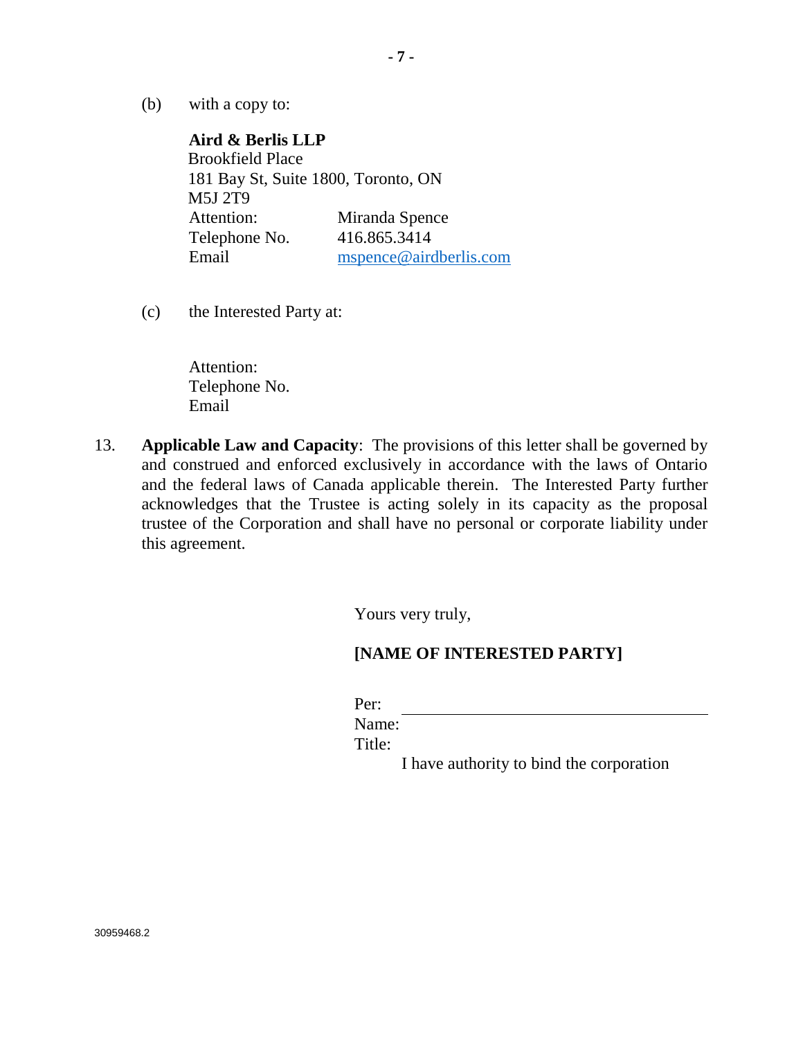(b) with a copy to:

**Aird & Berlis LLP**
Brookfield Place
181 Bay St, Suite 1800, Toronto, ON
M5J 2T9

| | |
|---|---|
| Attention: | Miranda Spence |
| Telephone No. | 416.865.3414 |
| Email | mspence@airdberlis.com |

(c) the Interested Party at:

Attention:
Telephone No.
Email

13. **Applicable Law and Capacity**: The provisions of this letter shall be governed by and construed and enforced exclusively in accordance with the laws of Ontario and the federal laws of Canada applicable therein. The Interested Party further acknowledges that the Trustee is acting solely in its capacity as the proposal trustee of the Corporation and shall have no personal or corporate liability under this agreement.

Yours very truly,

**[NAME OF INTERESTED PARTY]**

Per: ______________________________
Name:
Title:
I have authority to bind the corporation

30959468.2